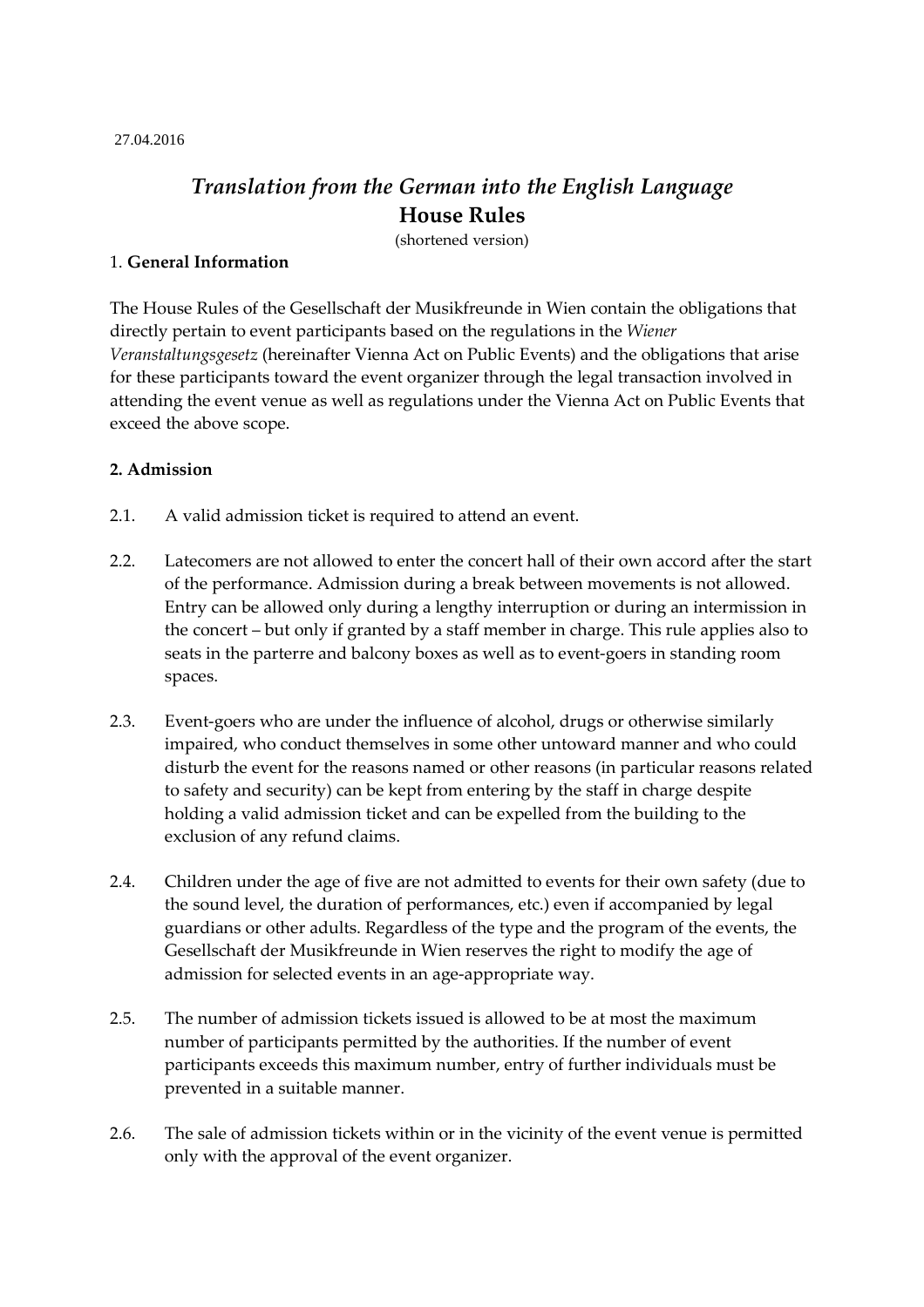27.04.2016

# *Translation from the German into the English Language*
# House Rules

(shortened version)

## 1. **General Information**

The House Rules of the Gesellschaft der Musikfreunde in Wien contain the obligations that directly pertain to event participants based on the regulations in the *Wiener Veranstaltungsgesetz* (hereinafter Vienna Act on Public Events) and the obligations that arise for these participants toward the event organizer through the legal transaction involved in attending the event venue as well as regulations under the Vienna Act on Public Events that exceed the above scope.

## **2. Admission**

2.1. A valid admission ticket is required to attend an event.

2.2. Latecomers are not allowed to enter the concert hall of their own accord after the start of the performance. Admission during a break between movements is not allowed. Entry can be allowed only during a lengthy interruption or during an intermission in the concert – but only if granted by a staff member in charge. This rule applies also to seats in the parterre and balcony boxes as well as to event-goers in standing room spaces.

2.3. Event-goers who are under the influence of alcohol, drugs or otherwise similarly impaired, who conduct themselves in some other untoward manner and who could disturb the event for the reasons named or other reasons (in particular reasons related to safety and security) can be kept from entering by the staff in charge despite holding a valid admission ticket and can be expelled from the building to the exclusion of any refund claims.

2.4. Children under the age of five are not admitted to events for their own safety (due to the sound level, the duration of performances, etc.) even if accompanied by legal guardians or other adults. Regardless of the type and the program of the events, the Gesellschaft der Musikfreunde in Wien reserves the right to modify the age of admission for selected events in an age-appropriate way.

2.5. The number of admission tickets issued is allowed to be at most the maximum number of participants permitted by the authorities. If the number of event participants exceeds this maximum number, entry of further individuals must be prevented in a suitable manner.

2.6. The sale of admission tickets within or in the vicinity of the event venue is permitted only with the approval of the event organizer.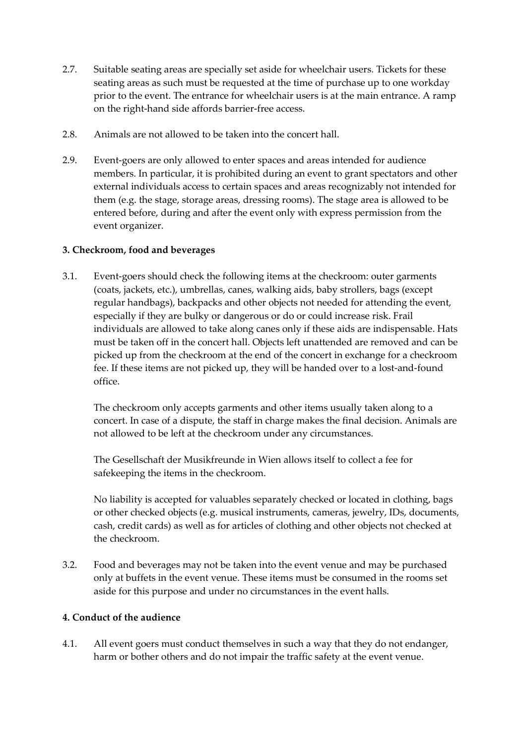2.7. Suitable seating areas are specially set aside for wheelchair users. Tickets for these seating areas as such must be requested at the time of purchase up to one workday prior to the event. The entrance for wheelchair users is at the main entrance. A ramp on the right-hand side affords barrier-free access.

2.8. Animals are not allowed to be taken into the concert hall.

2.9. Event-goers are only allowed to enter spaces and areas intended for audience members. In particular, it is prohibited during an event to grant spectators and other external individuals access to certain spaces and areas recognizably not intended for them (e.g. the stage, storage areas, dressing rooms). The stage area is allowed to be entered before, during and after the event only with express permission from the event organizer.

**3. Checkroom, food and beverages**

3.1. Event-goers should check the following items at the checkroom: outer garments (coats, jackets, etc.), umbrellas, canes, walking aids, baby strollers, bags (except regular handbags), backpacks and other objects not needed for attending the event, especially if they are bulky or dangerous or do or could increase risk. Frail individuals are allowed to take along canes only if these aids are indispensable. Hats must be taken off in the concert hall. Objects left unattended are removed and can be picked up from the checkroom at the end of the concert in exchange for a checkroom fee. If these items are not picked up, they will be handed over to a lost-and-found office.

The checkroom only accepts garments and other items usually taken along to a concert. In case of a dispute, the staff in charge makes the final decision. Animals are not allowed to be left at the checkroom under any circumstances.

The Gesellschaft der Musikfreunde in Wien allows itself to collect a fee for safekeeping the items in the checkroom.

No liability is accepted for valuables separately checked or located in clothing, bags or other checked objects (e.g. musical instruments, cameras, jewelry, IDs, documents, cash, credit cards) as well as for articles of clothing and other objects not checked at the checkroom.

3.2. Food and beverages may not be taken into the event venue and may be purchased only at buffets in the event venue. These items must be consumed in the rooms set aside for this purpose and under no circumstances in the event halls.

**4. Conduct of the audience**

4.1. All event goers must conduct themselves in such a way that they do not endanger, harm or bother others and do not impair the traffic safety at the event venue.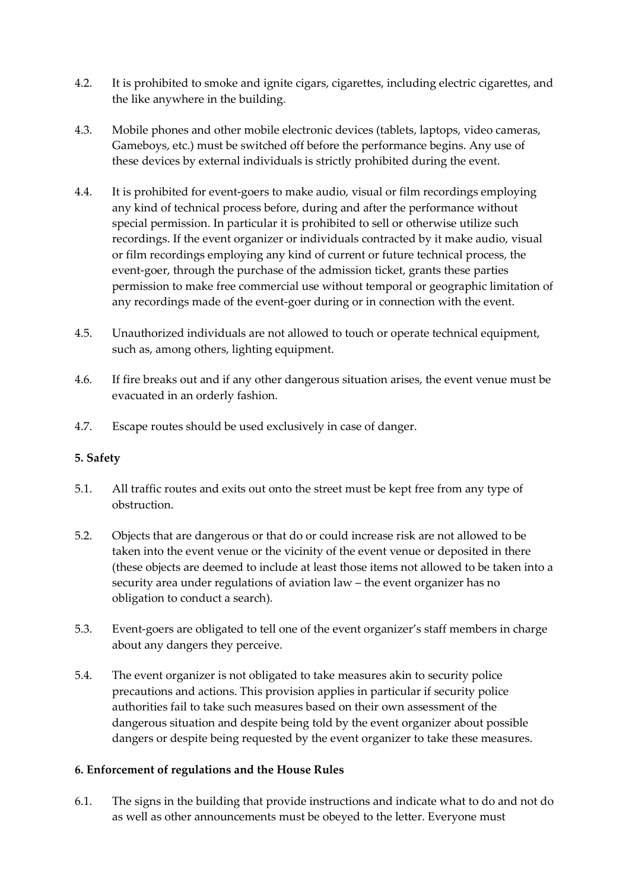4.2. It is prohibited to smoke and ignite cigars, cigarettes, including electric cigarettes, and the like anywhere in the building.

4.3. Mobile phones and other mobile electronic devices (tablets, laptops, video cameras, Gameboys, etc.) must be switched off before the performance begins. Any use of these devices by external individuals is strictly prohibited during the event.

4.4. It is prohibited for event-goers to make audio, visual or film recordings employing any kind of technical process before, during and after the performance without special permission. In particular it is prohibited to sell or otherwise utilize such recordings. If the event organizer or individuals contracted by it make audio, visual or film recordings employing any kind of current or future technical process, the event-goer, through the purchase of the admission ticket, grants these parties permission to make free commercial use without temporal or geographic limitation of any recordings made of the event-goer during or in connection with the event.

4.5. Unauthorized individuals are not allowed to touch or operate technical equipment, such as, among others, lighting equipment.

4.6. If fire breaks out and if any other dangerous situation arises, the event venue must be evacuated in an orderly fashion.

4.7. Escape routes should be used exclusively in case of danger.

**5. Safety**

5.1. All traffic routes and exits out onto the street must be kept free from any type of obstruction.

5.2. Objects that are dangerous or that do or could increase risk are not allowed to be taken into the event venue or the vicinity of the event venue or deposited in there (these objects are deemed to include at least those items not allowed to be taken into a security area under regulations of aviation law – the event organizer has no obligation to conduct a search).

5.3. Event-goers are obligated to tell one of the event organizer's staff members in charge about any dangers they perceive.

5.4. The event organizer is not obligated to take measures akin to security police precautions and actions. This provision applies in particular if security police authorities fail to take such measures based on their own assessment of the dangerous situation and despite being told by the event organizer about possible dangers or despite being requested by the event organizer to take these measures.

**6. Enforcement of regulations and the House Rules**

6.1. The signs in the building that provide instructions and indicate what to do and not do as well as other announcements must be obeyed to the letter. Everyone must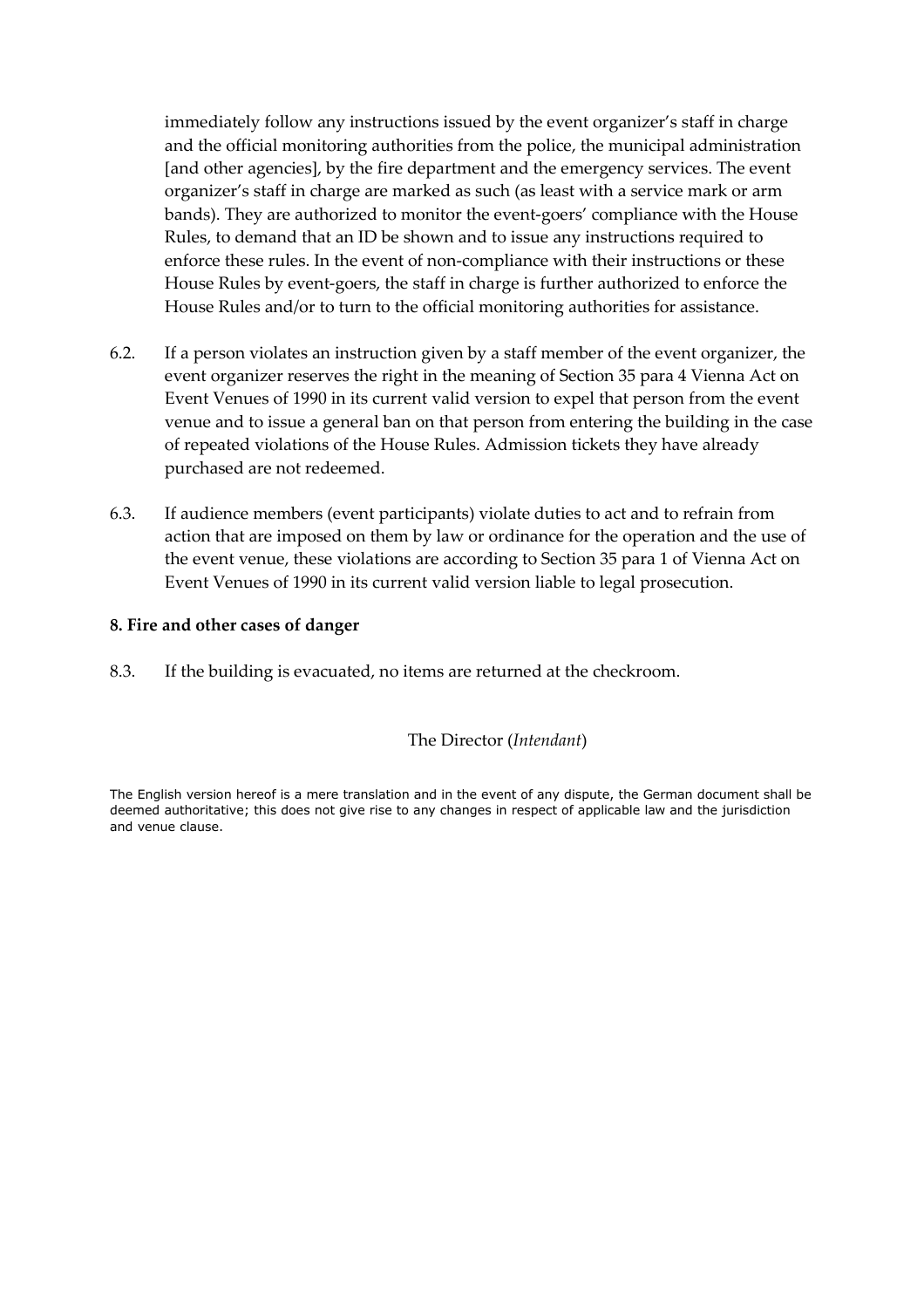immediately follow any instructions issued by the event organizer's staff in charge and the official monitoring authorities from the police, the municipal administration [and other agencies], by the fire department and the emergency services. The event organizer's staff in charge are marked as such (as least with a service mark or arm bands). They are authorized to monitor the event-goers' compliance with the House Rules, to demand that an ID be shown and to issue any instructions required to enforce these rules. In the event of non-compliance with their instructions or these House Rules by event-goers, the staff in charge is further authorized to enforce the House Rules and/or to turn to the official monitoring authorities for assistance.

6.2. If a person violates an instruction given by a staff member of the event organizer, the event organizer reserves the right in the meaning of Section 35 para 4 Vienna Act on Event Venues of 1990 in its current valid version to expel that person from the event venue and to issue a general ban on that person from entering the building in the case of repeated violations of the House Rules. Admission tickets they have already purchased are not redeemed.

6.3. If audience members (event participants) violate duties to act and to refrain from action that are imposed on them by law or ordinance for the operation and the use of the event venue, these violations are according to Section 35 para 1 of Vienna Act on Event Venues of 1990 in its current valid version liable to legal prosecution.

**8. Fire and other cases of danger**

8.3. If the building is evacuated, no items are returned at the checkroom.

The Director (*Intendant*)

The English version hereof is a mere translation and in the event of any dispute, the German document shall be deemed authoritative; this does not give rise to any changes in respect of applicable law and the jurisdiction and venue clause.